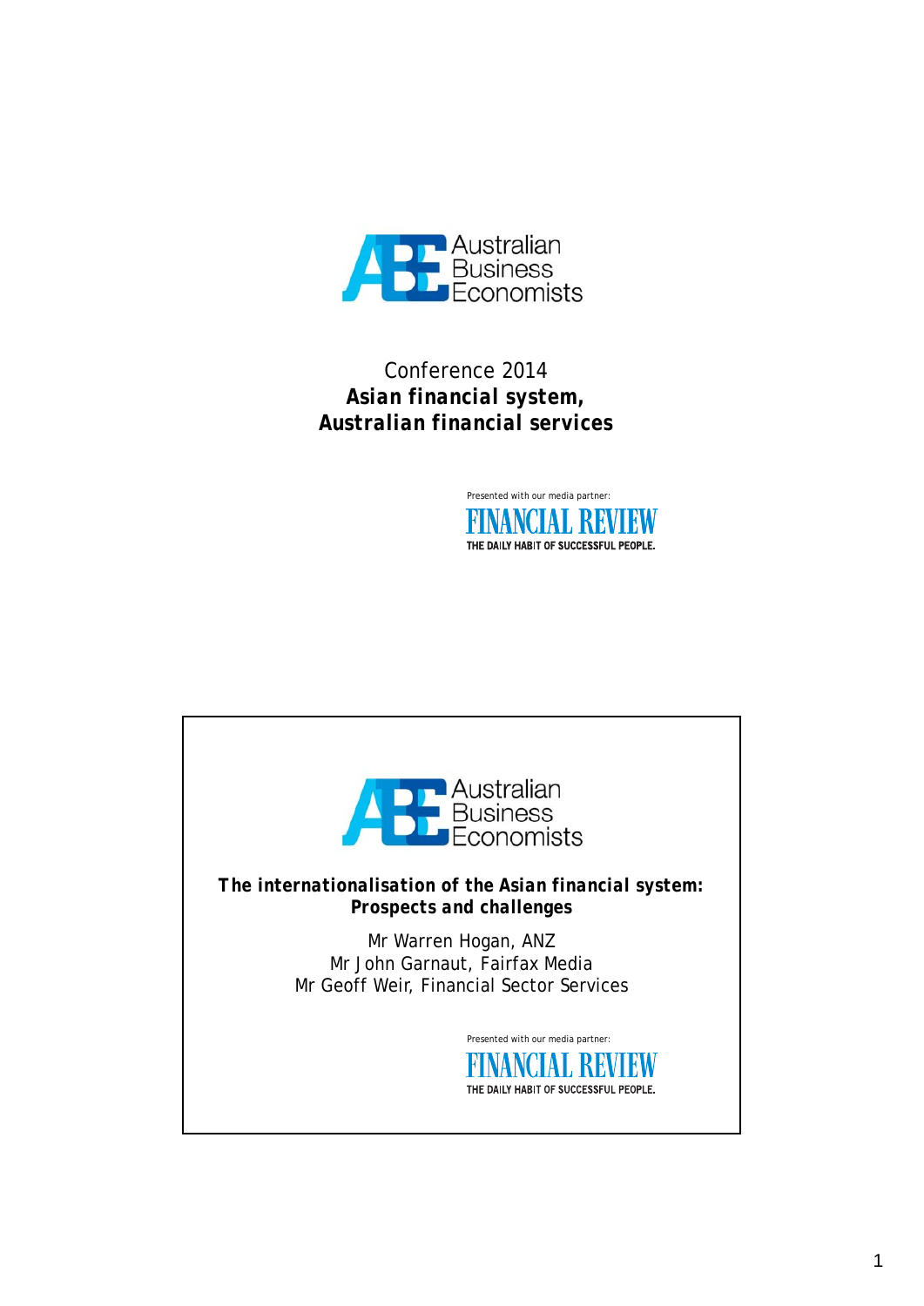Australian Business Economists

Conference 2014

**Asian financial system, Australian financial services**

Presented with our media partner:

FINANCIAL REVIEW

THE DAILY HABIT OF SUCCESSFUL PEOPLE.

---

Australian Business Economists

***The internationalisation of the Asian financial system: Prospects and challenges***

Mr Warren Hogan, ANZ
Mr John Garnaut, Fairfax Media
Mr Geoff Weir, Financial Sector Services

Presented with our media partner:

FINANCIAL REVIEW

THE DAILY HABIT OF SUCCESSFUL PEOPLE.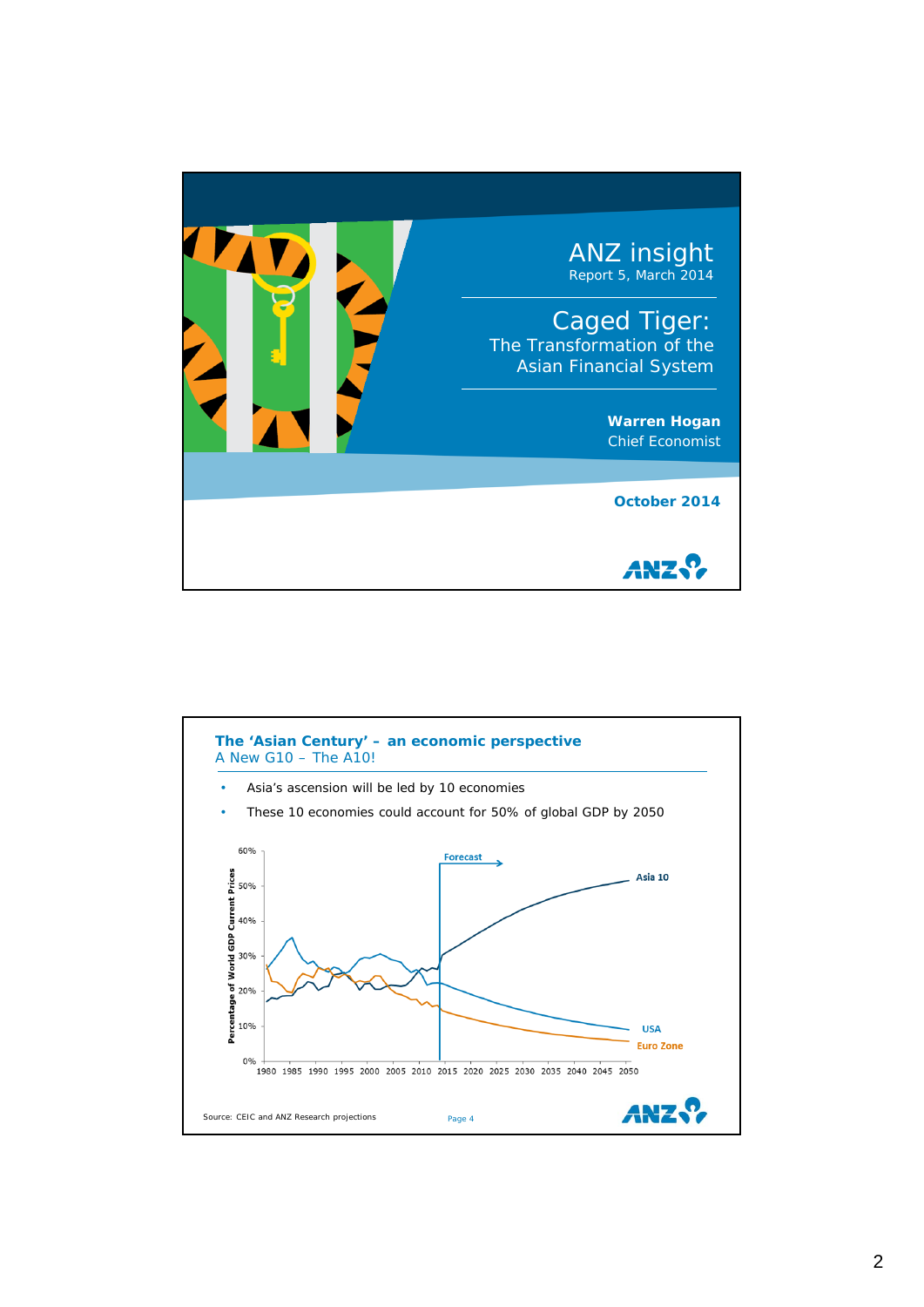ANZ insight
Report 5, March 2014

# Caged Tiger:
## The Transformation of the Asian Financial System

**Warren Hogan**
Chief Economist

**October 2014**

---

## The 'Asian Century' – an economic perspective
### A New G10 – The A10!

- Asia's ascension will be led by 10 economies
- These 10 economies could account for 50% of global GDP by 2050

Source: CEIC and ANZ Research projections

Page 4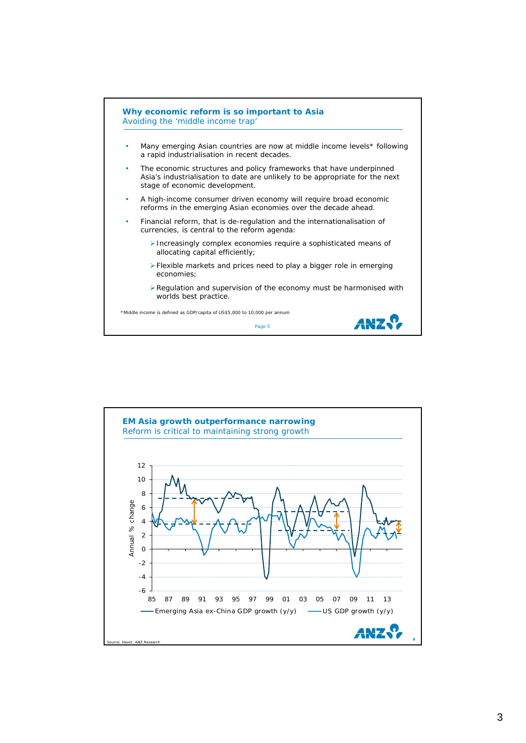## Why economic reform is so important to Asia

### Avoiding the 'middle income trap'

- Many emerging Asian countries are now at middle income levels* following a rapid industrialisation in recent decades.
- The economic structures and policy frameworks that have underpinned Asia's industrialisation to date are unlikely to be appropriate for the next stage of economic development.
- A high-income consumer driven economy will require broad economic reforms in the emerging Asian economies over the decade ahead.
- Financial reform, that is de-regulation and the internationalisation of currencies, is central to the reform agenda:
  - Increasingly complex economies require a sophisticated means of allocating capital efficiently;
  - Flexible markets and prices need to play a bigger role in emerging economies;
  - Regulation and supervision of the economy must be harmonised with worlds best practice.

*Middle income is defined as GDP/capita of US$5,000 to 10,000 per annum

## EM Asia growth outperformance narrowing

### Reform is critical to maintaining strong growth

Annual % change (y-axis: -6 to 12); x-axis: 85, 87, 89, 91, 93, 95, 97, 99, 01, 03, 05, 07, 09, 11, 13

— Emerging Asia ex-China GDP growth (y/y) — US GDP growth (y/y)

Source: Haver, ANZ Research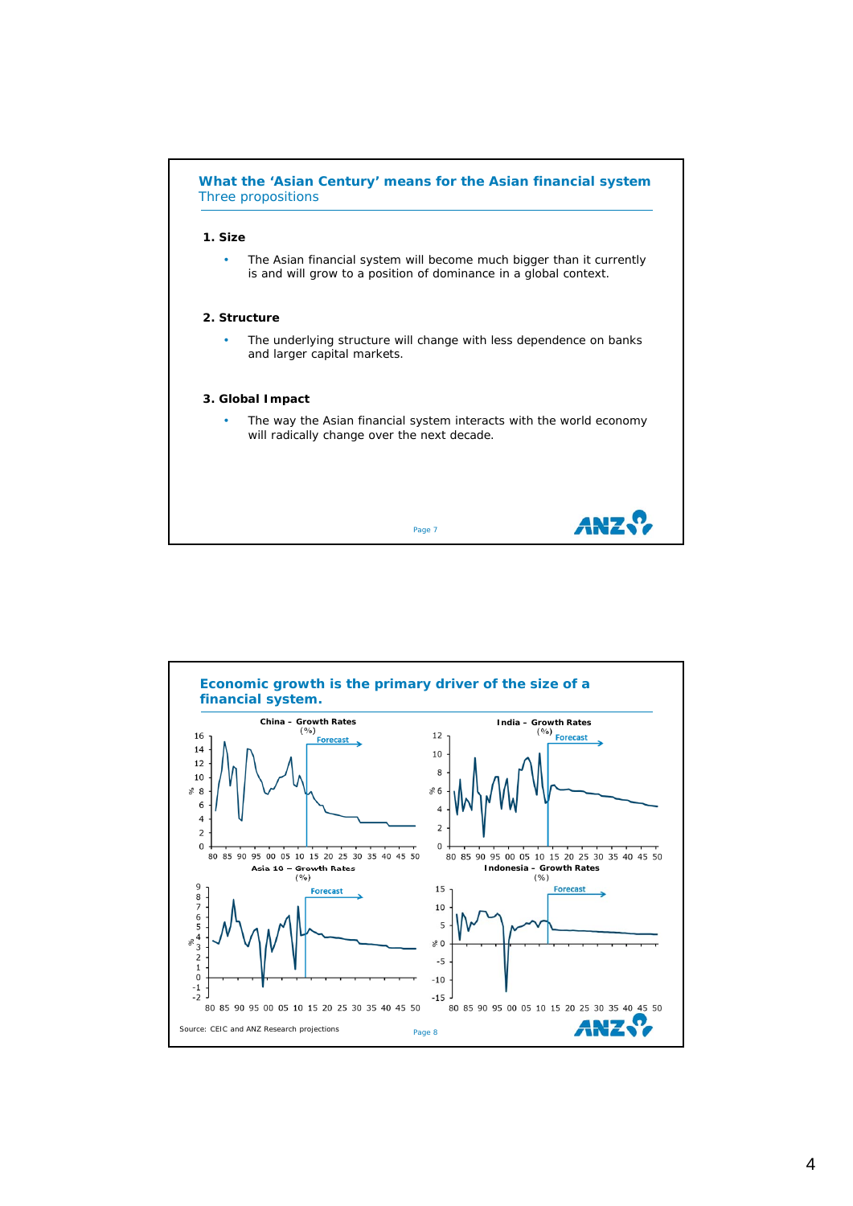## What the 'Asian Century' means for the Asian financial system

Three propositions

**1. Size**

- The Asian financial system will become much bigger than it currently is and will grow to a position of dominance in a global context.

**2. Structure**

- The underlying structure will change with less dependence on banks and larger capital markets.

**3. Global Impact**

- The way the Asian financial system interacts with the world economy will radically change over the next decade.

## Economic growth is the primary driver of the size of a financial system.

China – Growth Rates (%)

India – Growth Rates (%)

Asia 10 – Growth Rates (%)

Indonesia – Growth Rates (%)

Source: CEIC and ANZ Research projections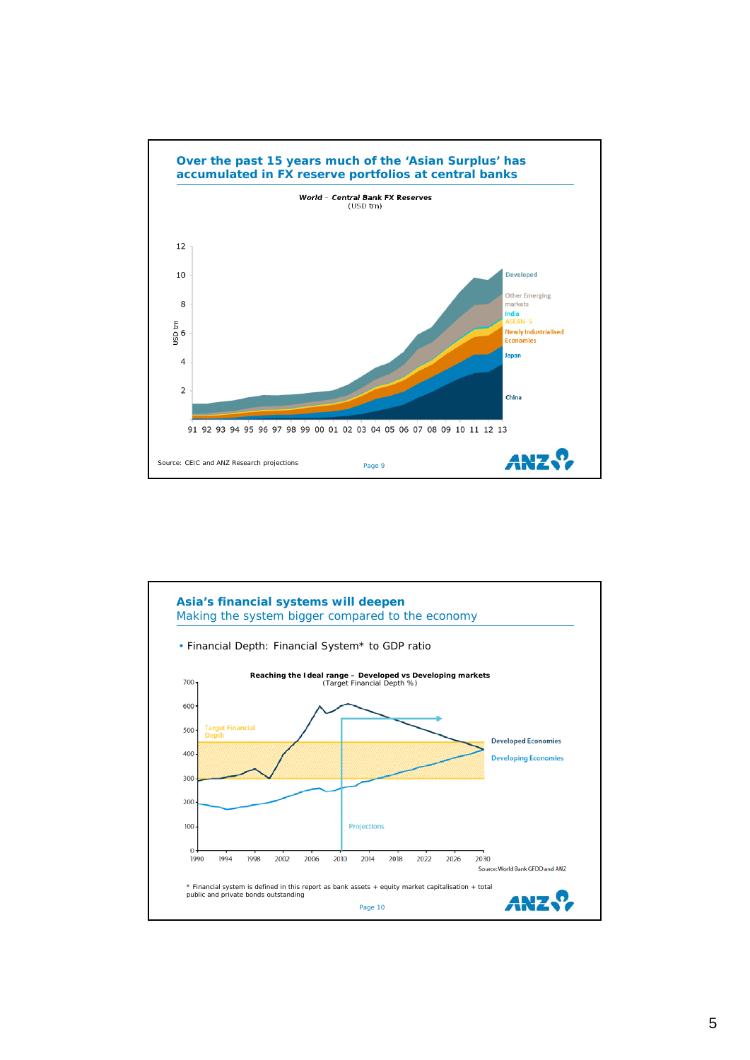## Over the past 15 years much of the 'Asian Surplus' has accumulated in FX reserve portfolios at central banks

**World – Central Bank FX Reserves**
(USD trn)

Source: CEIC and ANZ Research projections

Page 9

## Asia's financial systems will deepen

Making the system bigger compared to the economy

- Financial Depth: Financial System* to GDP ratio

**Reaching the Ideal range – Developed vs Developing markets**
(Target Financial Depth %)

Source: World Bank GFDD and ANZ

\* Financial system is defined in this report as bank assets + equity market capitalisation + total public and private bonds outstanding

Page 10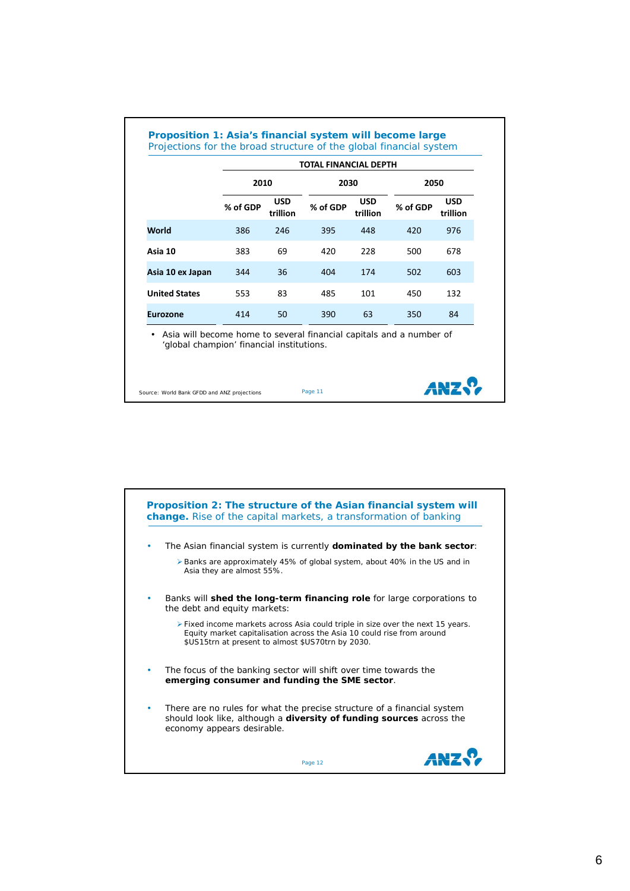## Proposition 1: Asia's financial system will become large

Projections for the broad structure of the global financial system

| | TOTAL FINANCIAL DEPTH | | | | | |
|---|---|---|---|---|---|---|
| | 2010 | | 2030 | | 2050 | |
| | % of GDP | USD trillion | % of GDP | USD trillion | % of GDP | USD trillion |
| **World** | 386 | 246 | 395 | 448 | 420 | 976 |
| **Asia 10** | 383 | 69 | 420 | 228 | 500 | 678 |
| **Asia 10 ex Japan** | 344 | 36 | 404 | 174 | 502 | 603 |
| **United States** | 553 | 83 | 485 | 101 | 450 | 132 |
| **Eurozone** | 414 | 50 | 390 | 63 | 350 | 84 |

- Asia will become home to several financial capitals and a number of 'global champion' financial institutions.

Source: World Bank GFDD and ANZ projections

## Proposition 2: The structure of the Asian financial system will change. Rise of the capital markets, a transformation of banking

- The Asian financial system is currently **dominated by the bank sector**:
  - Banks are approximately 45% of global system, about 40% in the US and in Asia they are almost 55%.
- Banks will **shed the long-term financing role** for large corporations to the debt and equity markets:
  - Fixed income markets across Asia could triple in size over the next 15 years. Equity market capitalisation across the Asia 10 could rise from around $US15trn at present to almost $US70trn by 2030.
- The focus of the banking sector will shift over time towards the **emerging consumer and funding the SME sector**.
- There are no rules for what the precise structure of a financial system should look like, although a **diversity of funding sources** across the economy appears desirable.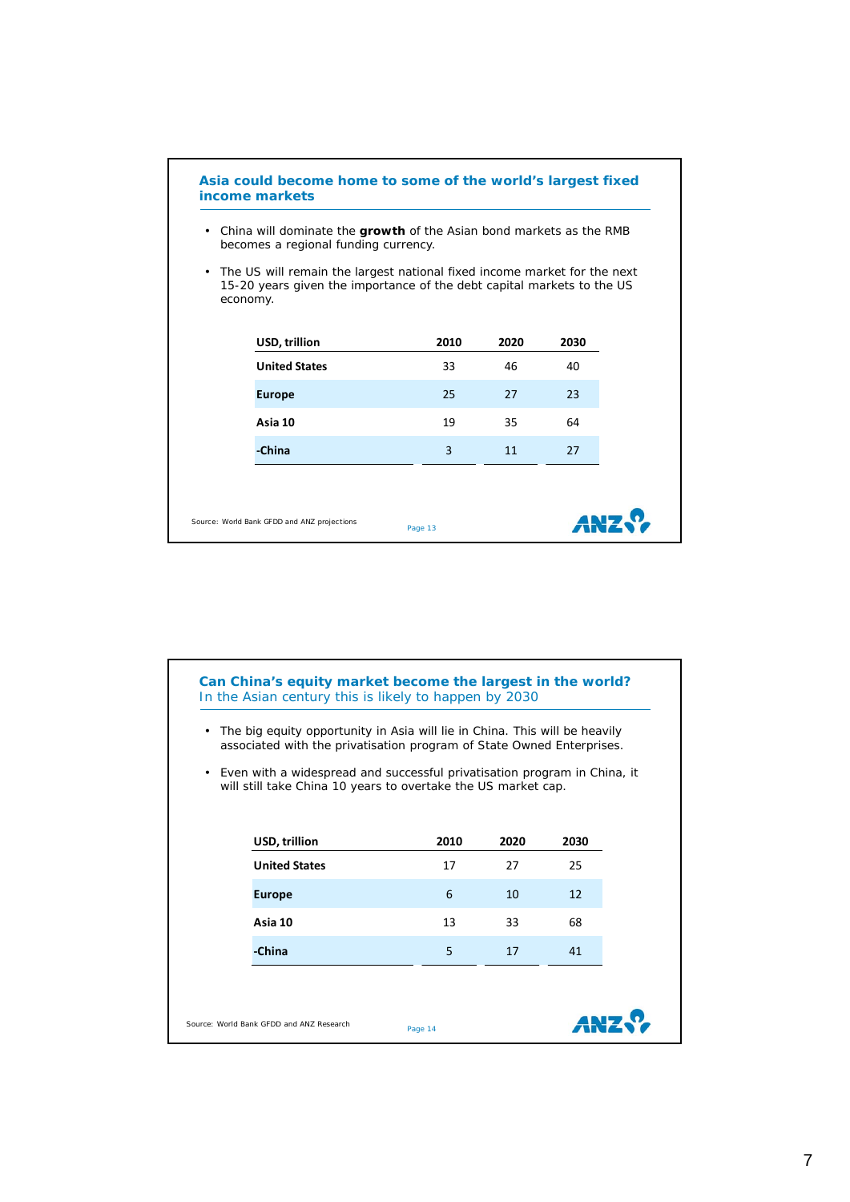## Asia could become home to some of the world's largest fixed income markets

- China will dominate the **growth** of the Asian bond markets as the RMB becomes a regional funding currency.
- The US will remain the largest national fixed income market for the next 15-20 years given the importance of the debt capital markets to the US economy.

| USD, trillion | 2010 | 2020 | 2030 |
|---|---|---|---|
| **United States** | 33 | 46 | 40 |
| **Europe** | 25 | 27 | 23 |
| **Asia 10** | 19 | 35 | 64 |
| **-China** | 3 | 11 | 27 |

Source: World Bank GFDD and ANZ projections

Page 13

## Can China's equity market become the largest in the world?

In the Asian century this is likely to happen by 2030

- The big equity opportunity in Asia will lie in China. This will be heavily associated with the privatisation program of State Owned Enterprises.
- Even with a widespread and successful privatisation program in China, it will still take China 10 years to overtake the US market cap.

| USD, trillion | 2010 | 2020 | 2030 |
|---|---|---|---|
| **United States** | 17 | 27 | 25 |
| **Europe** | 6 | 10 | 12 |
| **Asia 10** | 13 | 33 | 68 |
| **-China** | 5 | 17 | 41 |

Source: World Bank GFDD and ANZ Research

Page 14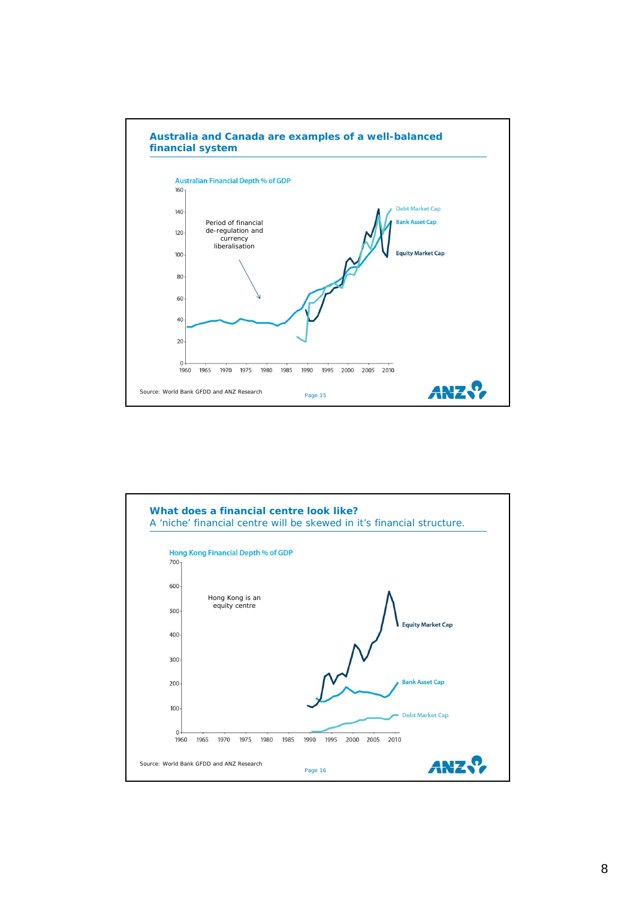## Australia and Canada are examples of a well-balanced financial system

Australian Financial Depth % of GDP

Period of financial de-regulation and currency liberalisation

Debt Market Cap

Bank Asset Cap

Equity Market Cap

Source: World Bank GFDD and ANZ Research

Page 15

## What does a financial centre look like?

A 'niche' financial centre will be skewed in it's financial structure.

Hong Kong Financial Depth % of GDP

Hong Kong is an equity centre

Equity Market Cap

Bank Asset Cap

Debt Market Cap

Source: World Bank GFDD and ANZ Research

Page 16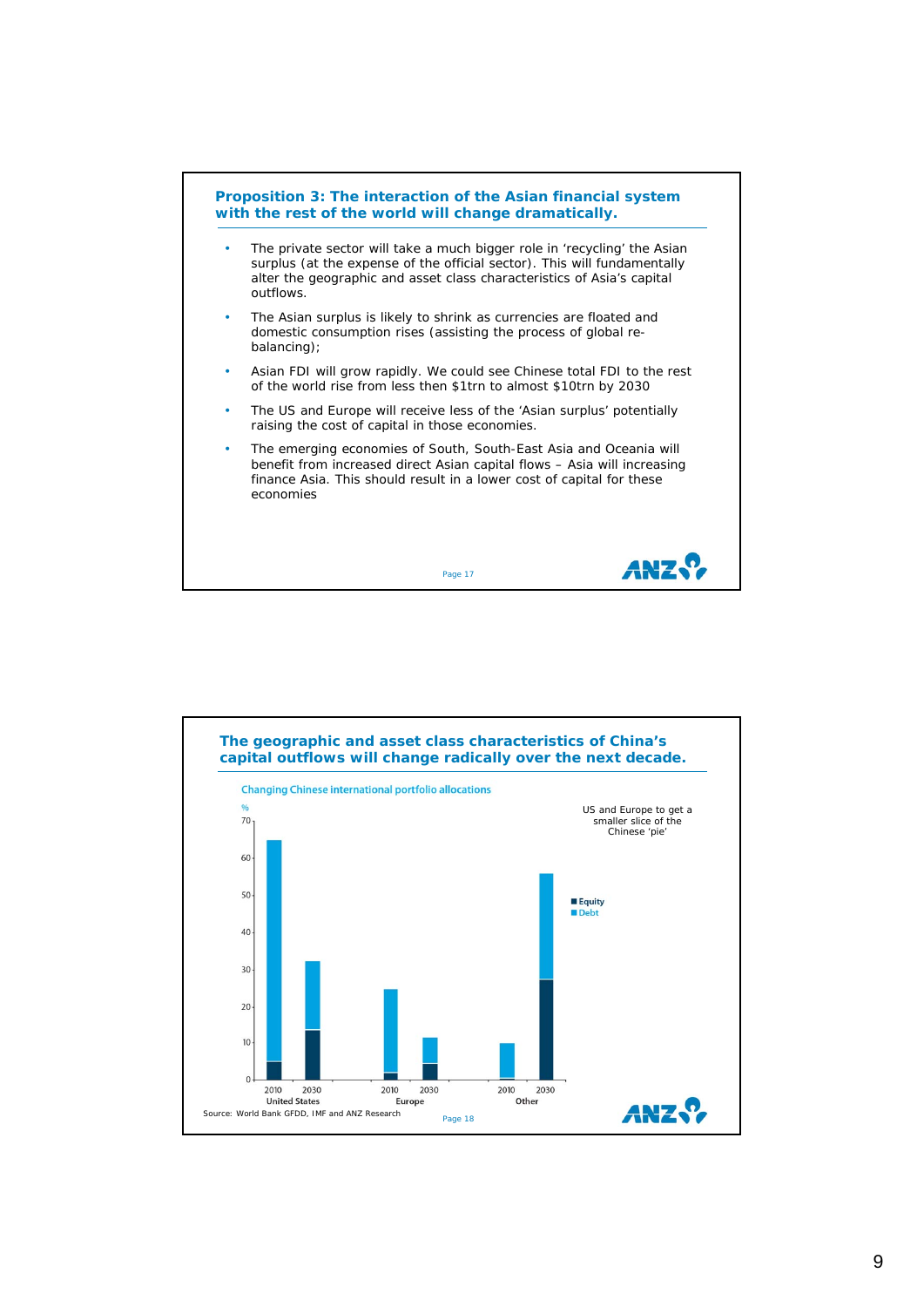## Proposition 3: The interaction of the Asian financial system with the rest of the world will change dramatically.

- The private sector will take a much bigger role in 'recycling' the Asian surplus (at the expense of the official sector). This will fundamentally alter the geographic and asset class characteristics of Asia's capital outflows.
- The Asian surplus is likely to shrink as currencies are floated and domestic consumption rises (assisting the process of global re-balancing);
- Asian FDI will grow rapidly. We could see Chinese total FDI to the rest of the world rise from less then $1trn to almost $10trn by 2030
- The US and Europe will receive less of the 'Asian surplus' potentially raising the cost of capital in those economies.
- The emerging economies of South, South-East Asia and Oceania will benefit from increased direct Asian capital flows – Asia will increasing finance Asia. This should result in a lower cost of capital for these economies

Page 17

## The geographic and asset class characteristics of China's capital outflows will change radically over the next decade.

Changing Chinese international portfolio allocations

US and Europe to get a smaller slice of the Chinese 'pie'

| % | United States 2010 | United States 2030 | Europe 2010 | Europe 2030 | Other 2010 | Other 2030 |
|---|---|---|---|---|---|---|
| Equity | ~5 | ~14 | ~2 | ~5 | ~0.5 | ~27 |
| Debt | ~60 | ~19 | ~23 | ~7 | ~9.5 | ~29 |
| Total | ~65 | ~33 | ~25 | ~12 | ~10 | ~56 |

Source: World Bank GFDD, IMF and ANZ Research

Page 18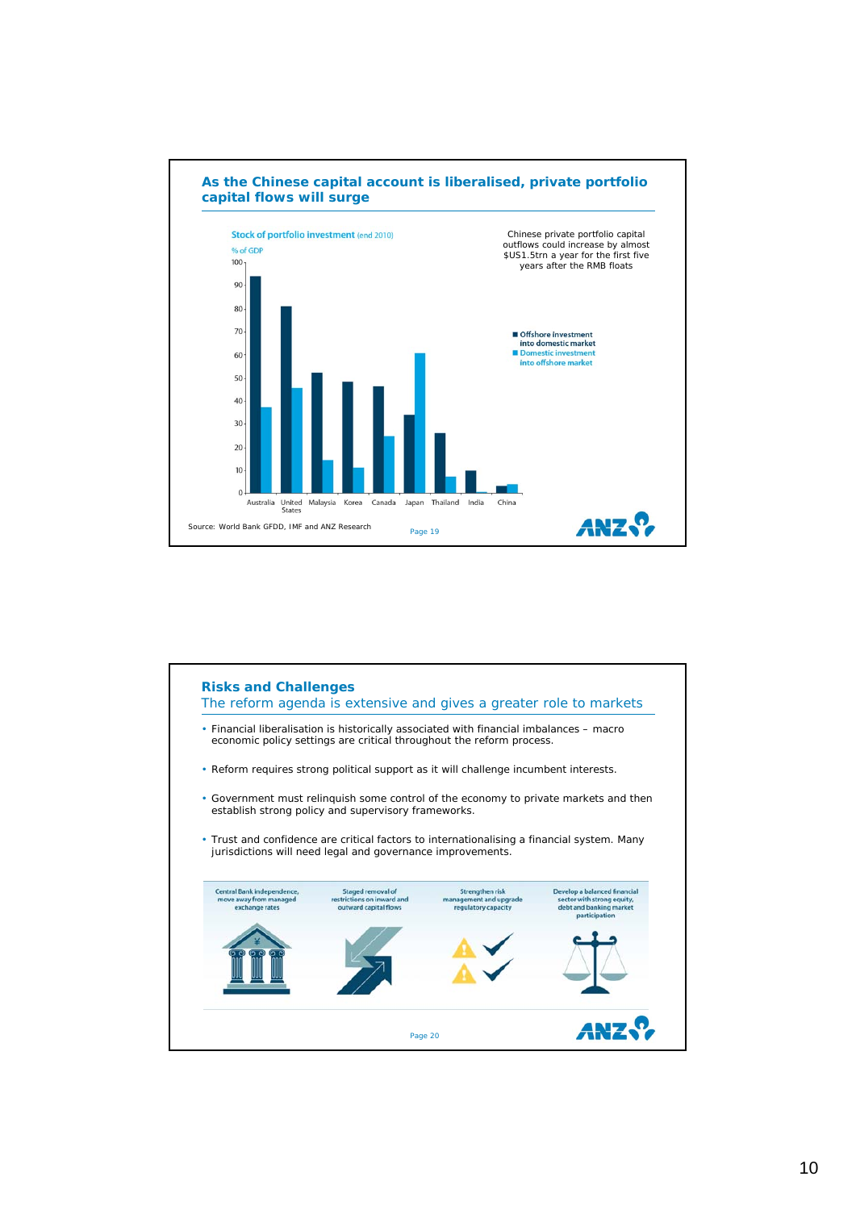## As the Chinese capital account is liberalised, private portfolio capital flows will surge

**Stock of portfolio investment** (end 2010)

% of GDP

| Country | Offshore investment into domestic market | Domestic investment into offshore market |
|---|---|---|
| Australia | 94 | 37 |
| United States | 81 | 46 |
| Malaysia | 52 | 14 |
| Korea | 48 | 11 |
| Canada | 46 | 25 |
| Japan | 34 | 61 |
| Thailand | 26 | 7 |
| India | 10 | 0 |
| China | 3 | 4 |

Chinese private portfolio capital outflows could increase by almost $US1.5trn a year for the first five years after the RMB floats

Source: World Bank GFDD, IMF and ANZ Research

Page 19

## Risks and Challenges

### The reform agenda is extensive and gives a greater role to markets

- Financial liberalisation is historically associated with financial imbalances – macro economic policy settings are critical throughout the reform process.
- Reform requires strong political support as it will challenge incumbent interests.
- Government must relinquish some control of the economy to private markets and then establish strong policy and supervisory frameworks.
- Trust and confidence are critical factors to internationalising a financial system. Many jurisdictions will need legal and governance improvements.

| Central Bank independence, move away from managed exchange rates | Staged removal of restrictions on inward and outward capital flows | Strengthen risk management and upgrade regulatory capacity | Develop a balanced financial sector with strong equity, debt and banking market participation |
|---|---|---|---|

Page 20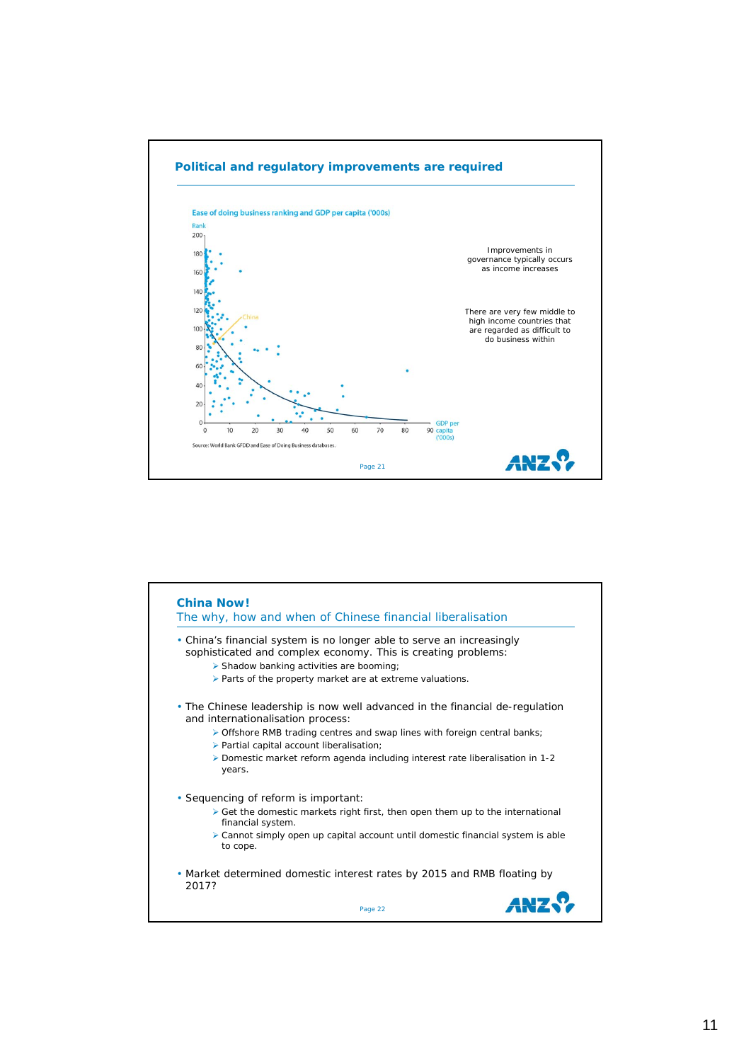## Political and regulatory improvements are required

Ease of doing business ranking and GDP per capita ('000s)

Rank

Source: World Bank GFDD and Ease of Doing Business databases.

Improvements in governance typically occurs as income increases

There are very few middle to high income countries that are regarded as difficult to do business within

---

## China Now!

### The why, how and when of Chinese financial liberalisation

- China's financial system is no longer able to serve an increasingly sophisticated and complex economy. This is creating problems:
  - Shadow banking activities are booming;
  - Parts of the property market are at extreme valuations.
- The Chinese leadership is now well advanced in the financial de-regulation and internationalisation process:
  - Offshore RMB trading centres and swap lines with foreign central banks;
  - Partial capital account liberalisation;
  - Domestic market reform agenda including interest rate liberalisation in 1-2 years.
- Sequencing of reform is important:
  - Get the domestic markets right first, then open them up to the international financial system.
  - Cannot simply open up capital account until domestic financial system is able to cope.
- Market determined domestic interest rates by 2015 and RMB floating by 2017?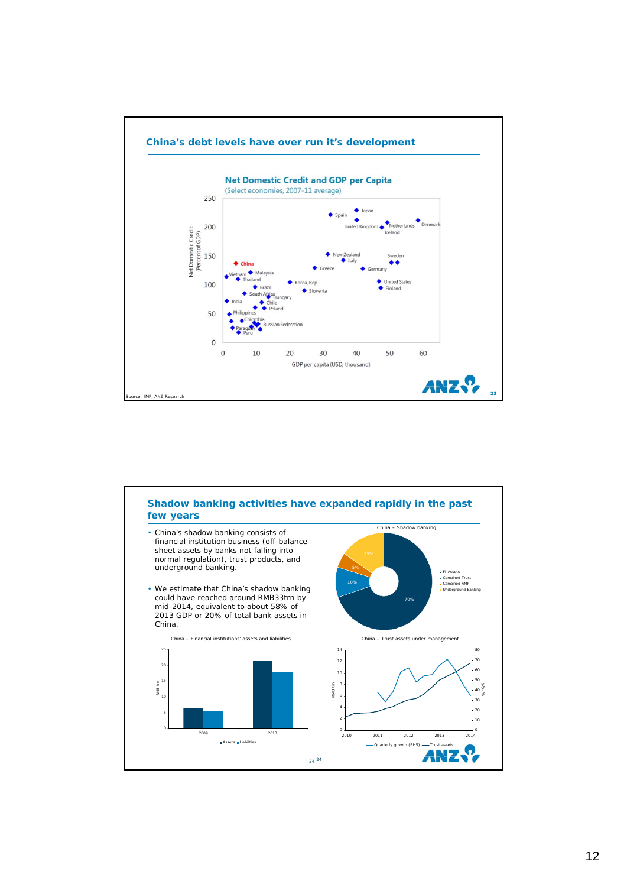## China's debt levels have over run it's development

**Net Domestic Credit and GDP per Capita**
(Select economies, 2007-11 average)

Source: IMF, ANZ Research

## Shadow banking activities have expanded rapidly in the past few years

- China's shadow banking consists of financial institution business (off-balance-sheet assets by banks not falling into normal regulation), trust products, and underground banking.

- We estimate that China's shadow banking could have reached around RMB33trn by mid-2014, equivalent to about 58% of 2013 GDP or 20% of total bank assets in China.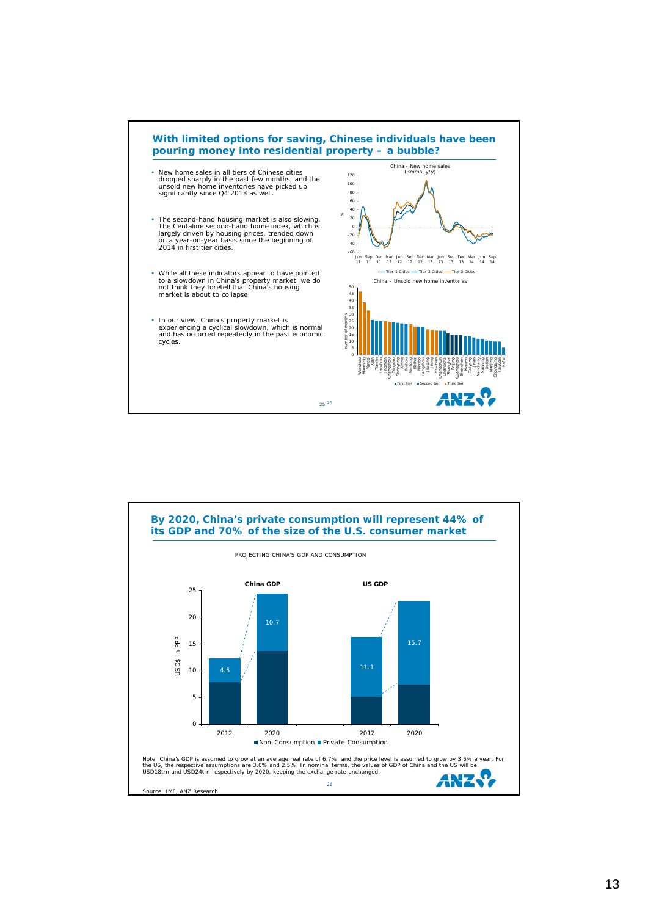## With limited options for saving, Chinese individuals have been pouring money into residential property – a bubble?

- New home sales in all tiers of Chinese cities dropped sharply in the past few months, and the unsold new home inventories have picked up significantly since Q4 2013 as well.
- The second-hand housing market is also slowing. The Centaline second-hand home index, which is largely driven by housing prices, trended down on a year-on-year basis since the beginning of 2014 in first tier cities.
- While all these indicators appear to have pointed to a slowdown in China's property market, we do not think they foretell that China's housing market is about to collapse.
- In our view, China's property market is experiencing a cyclical slowdown, which is normal and has occurred repeatedly in the past economic cycles.

China - New home sales (3mma, y/y)

China – Unsold new home inventories

## By 2020, China's private consumption will represent 44% of its GDP and 70% of the size of the U.S. consumer market

PROJECTING CHINA'S GDP AND CONSUMPTION

| | China GDP 2012 | China GDP 2020 | US GDP 2012 | US GDP 2020 |
|---|---|---|---|---|
| Private Consumption (USD$ in PPP) | 4.5 | 10.7 | 11.1 | 15.7 |

Note: China's GDP is assumed to grow at an average real rate of 6.7% and the price level is assumed to grow by 3.5% a year. For the US, the respective assumptions are 3.0% and 2.5%. In nominal terms, the values of GDP of China and the US will be USD18trn and USD24trn respectively by 2020, keeping the exchange rate unchanged.

Source: IMF, ANZ Research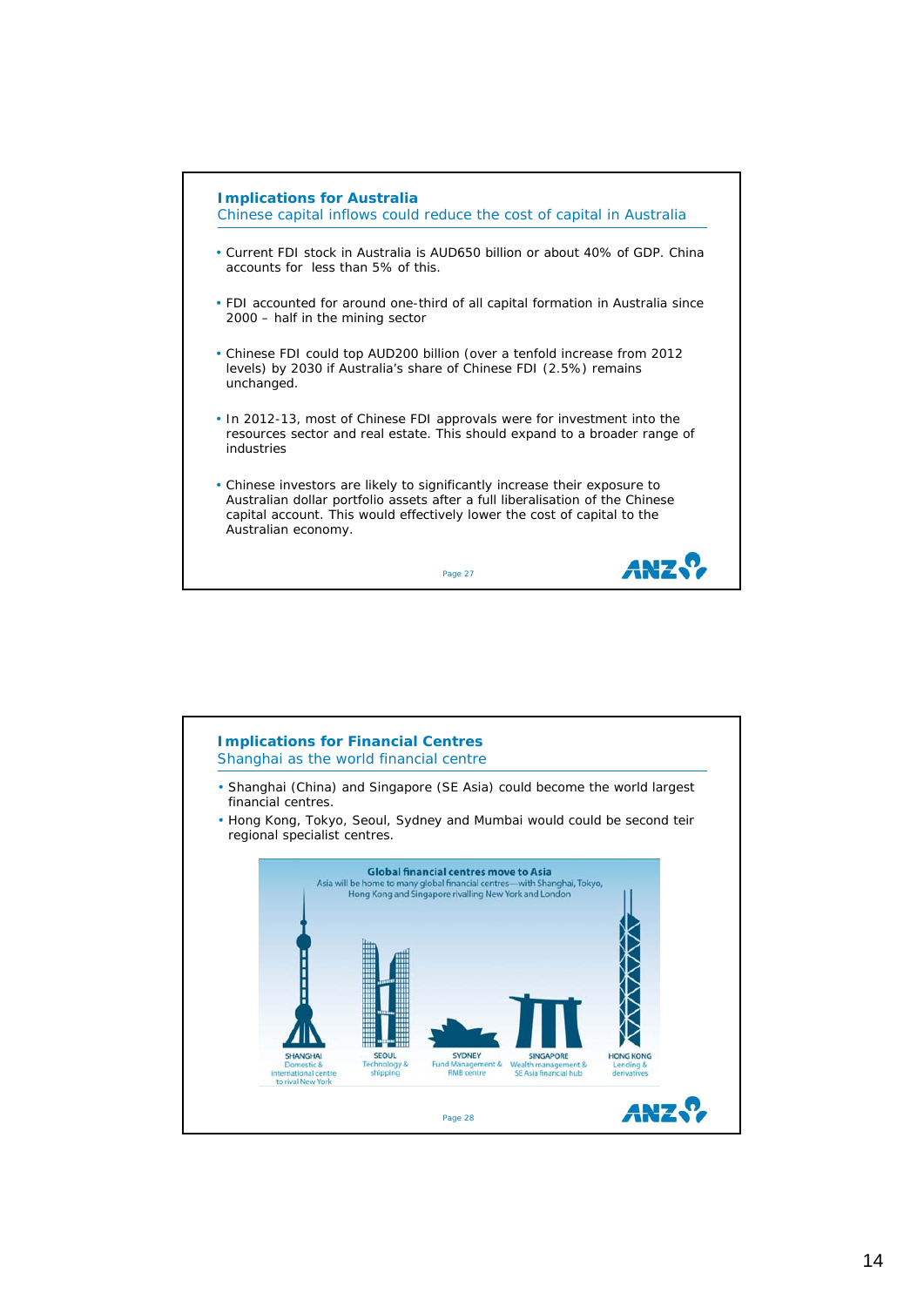## Implications for Australia

### Chinese capital inflows could reduce the cost of capital in Australia

- Current FDI stock in Australia is AUD650 billion or about 40% of GDP. China accounts for less than 5% of this.
- FDI accounted for around one-third of all capital formation in Australia since 2000 – half in the mining sector
- Chinese FDI could top AUD200 billion (over a tenfold increase from 2012 levels) by 2030 if Australia's share of Chinese FDI (2.5%) remains unchanged.
- In 2012-13, most of Chinese FDI approvals were for investment into the resources sector and real estate. This should expand to a broader range of industries
- Chinese investors are likely to significantly increase their exposure to Australian dollar portfolio assets after a full liberalisation of the Chinese capital account. This would effectively lower the cost of capital to the Australian economy.

## Implications for Financial Centres

### Shanghai as the world financial centre

- Shanghai (China) and Singapore (SE Asia) could become the world largest financial centres.
- Hong Kong, Tokyo, Seoul, Sydney and Mumbai would could be second teir regional specialist centres.

**Global financial centres move to Asia**

Asia will be home to many global financial centres—with Shanghai, Tokyo, Hong Kong and Singapore rivalling New York and London

SHANGHAI: Domestic & international centre to rival New York
SEOUL: Technology & shipping
SYDNEY: Fund Management & RMB centre
SINGAPORE: Wealth management & SE Asia financial hub
HONG KONG: Lending & derivatives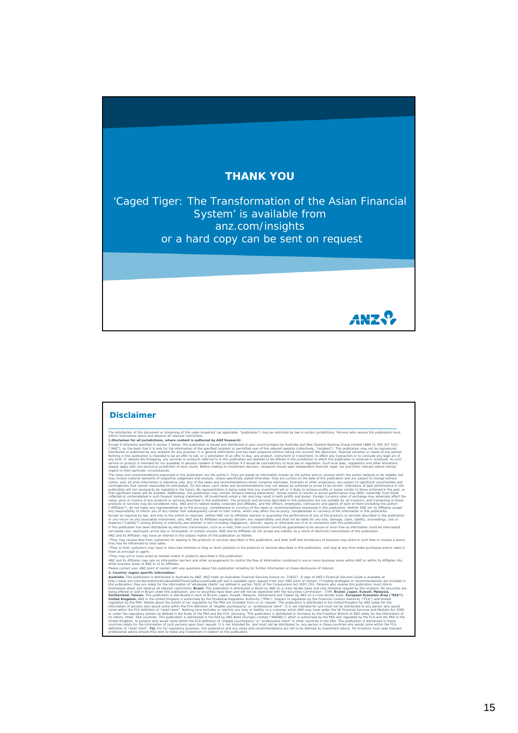**THANK YOU**

'Caged Tiger: The Transformation of the Asian Financial System' is available from anz.com/insights or a hard copy can be sent on request

ANZ

## Disclaimer

The distribution of this document or streaming of this video broadcast (as applicable, "publication") may be restricted by law in certain jurisdictions. Persons who receive this publication must inform themselves about and observe all relevant restrictions.

**1. Disclaimer for all jurisdictions, where content is authored by ANZ Research:**

Except if otherwise specified in section 2 below, this publication is issued and distributed in your country/region by Australia and New Zealand Banking Group Limited (ABN 11 005 357 522) ("ANZ"), on the basis that it is only for the information of the specified recipient or permitted user of the relevant website (collectively, "recipient"). This publication may not be reproduced, distributed or published by any recipient for any purpose. It is general information and has been prepared without taking into account the objectives, financial situation or needs of any person. Nothing in this publication is intended to be an offer to sell, or a solicitation of an offer to buy, any product, instrument or investment, to effect any transaction or to conclude any legal act of any kind. If, despite the foregoing, any services or products referred to in this publication are deemed to be offered in the jurisdiction in which this publication is received or accessed, no such service or product is intended for nor available to persons resident in that jurisdiction if it would be contradictory to local law or regulation. Such local laws, regulations and other limitations always apply with non-exclusive jurisdiction of local courts. Before making an investment decision, recipients should seek independent financial, legal, tax and other relevant advice having regard to their particular circumstances.

The views and recommendations expressed in this publication are the author's. They are based on information known by the author and on sources which the author believes to be reliable, but may involve material elements of subjective judgement and analysis. Unless specifically stated otherwise: they are current on the date of this publication and are subject to change without notice; and, all price information is indicative only. Any of the views and recommendations which comprise estimates, forecasts or other projections, are subject to significant uncertainties and contingencies that cannot reasonably be anticipated. On this basis, such views and recommendations may not always be achieved or prove to be correct. Indications of past performance in this publication will not necessarily be repeated in the future. No representation is being made that any investment will or is likely to achieve profits or losses similar to those achieved in the past, or that significant losses will be avoided. Additionally, this publication may contain 'forward looking statements'. Actual events or results or actual performance may differ materially from those reflected or contemplated in such forward looking statements. All investments entail a risk and may result in both profits and losses. Foreign currency rates of exchange may adversely affect the value, price or income of any products or services described in this publication. The products and services described in this publication are not suitable for all investors, and transacting in these products or services may be considered risky. ANZ and its related bodies corporate and affiliates, and the officers, employees, contractors and agents of each of them (including the author) ("Affiliates"), do not make any representation as to the accuracy, completeness or currency of the views or recommendations expressed in this publication. Neither ANZ nor its Affiliates accept any responsibility to inform you of any matter that subsequently comes to their notice, which may affect the accuracy, completeness or currency of the information in this publication.

Except as required by law, and only to the extent so required: neither ANZ nor its Affiliates warrant or guarantee the performance of any of the products or services described in this publication or any return on any associated investment; and, ANZ and its Affiliates expressly disclaim any responsibility and shall not be liable for any loss, damage, claim, liability, proceedings, cost or expense ("Liability") arising directly or indirectly and whether in tort (including negligence), contract, equity or otherwise out of or in connection with this publication.

If this publication has been distributed by electronic transmission, such as e-mail, then such transmission cannot be guaranteed to be secure or error-free as information could be intercepted, corrupted, lost, destroyed, arrive late or incomplete, or contain viruses. ANZ and its Affiliates do not accept any Liability as a result of electronic transmission of this publication.

ANZ and its Affiliates may have an interest in the subject matter of this publication as follows:

- They may receive fees from customers for dealing in the products or services described in this publication, and their staff and introducers of business may share in such fees or receive a bonus that may be influenced by total sales.
- They or their customers may have or have had interests or long or short positions in the products or services described in this publication, and may at any time make purchases and/or sales in them as principal or agent.
- They may act or have acted as market-maker in products described in this publication.

ANZ and its Affiliates may rely on information barriers and other arrangements to control the flow of information contained in one or more business areas within ANZ or within its Affiliates into other business areas of ANZ or of its Affiliates.

Please contact your ANZ point of contact with any questions about this publication including for further information on these disclosures of interest.

**2. Country/ region specific information:**

**Australia.** This publication is distributed in Australia by ANZ. ANZ holds an Australian Financial Services licence no. 234527. A copy of ANZ's Financial Services Guide is available at http://www.anz.com/documents/AU/aboutANZ/FinancialServicesGuide.pdf and is available upon request from your ANZ point of contact. If trading strategies or recommendations are included in this publication, they are solely for the information of 'wholesale clients' (as defined in section 761G of the Corporations Act 2001 Cth). Persons who receive this publication must inform themselves about and observe all relevant restrictions. **Brazil.** This publication is distributed in Brazil by ANZ on a cross border basis and only following request by the recipient. No securities are being offered or sold in Brazil under this publication, and no securities have been and will not be registered with the Securities Commission – CVM. **Brunei. Japan. Kuwait. Malaysia. Switzerland. Taiwan.** This publication is distributed in each of Brunei, Japan, Kuwait, Malaysia, Switzerland and Taiwan by ANZ on a cross-border basis. **European Economic Area ("EEA"): United Kingdom.** ANZ in the United Kingdom is authorised by the Prudential Regulation Authority ("PRA"). Subject to regulation by the Financial Conduct Authority ("FCA") and limited regulation by the PRA. Details about the extent of our regulation by the PRA are available from us on request. This publication is distributed in the United Kingdom by ANZ solely for the information of persons who would come within the FCA definition of "eligible counterparty" or "professional client". It is not intended for and must not be distributed to any person who would come within the FCA definition of "retail client". Nothing here excludes or restricts any duty or liability to a customer which ANZ may have under the UK Financial Services and Markets Act 2000 or under the regulatory system as defined in the Rules of the PRA and the FCA. **Germany.** This publication is distributed in Germany by the Frankfurt Branch of ANZ solely for the information of its clients. **Other EEA countries.** This publication is distributed in the EEA by ANZ Bank (Europe) Limited ("ANZBEL") which is authorised by the PRA and regulated by the FCA and the PRA in the United Kingdom, to persons who would come within the FCA definition of "eligible counterparty" or "professional client" in other countries in the EEA. This publication is distributed in those countries solely for the information of such persons upon their request. It is not intended for, and must not be distributed to, any person in those countries who would come within the FCA definition of "retail client". **Fiji.** For Fiji regulatory purposes, this publication and any views and recommendations are not to be deemed as investment advice. Fiji investors must seek licensed professional advice should they wish to make any investment in relation to this publication.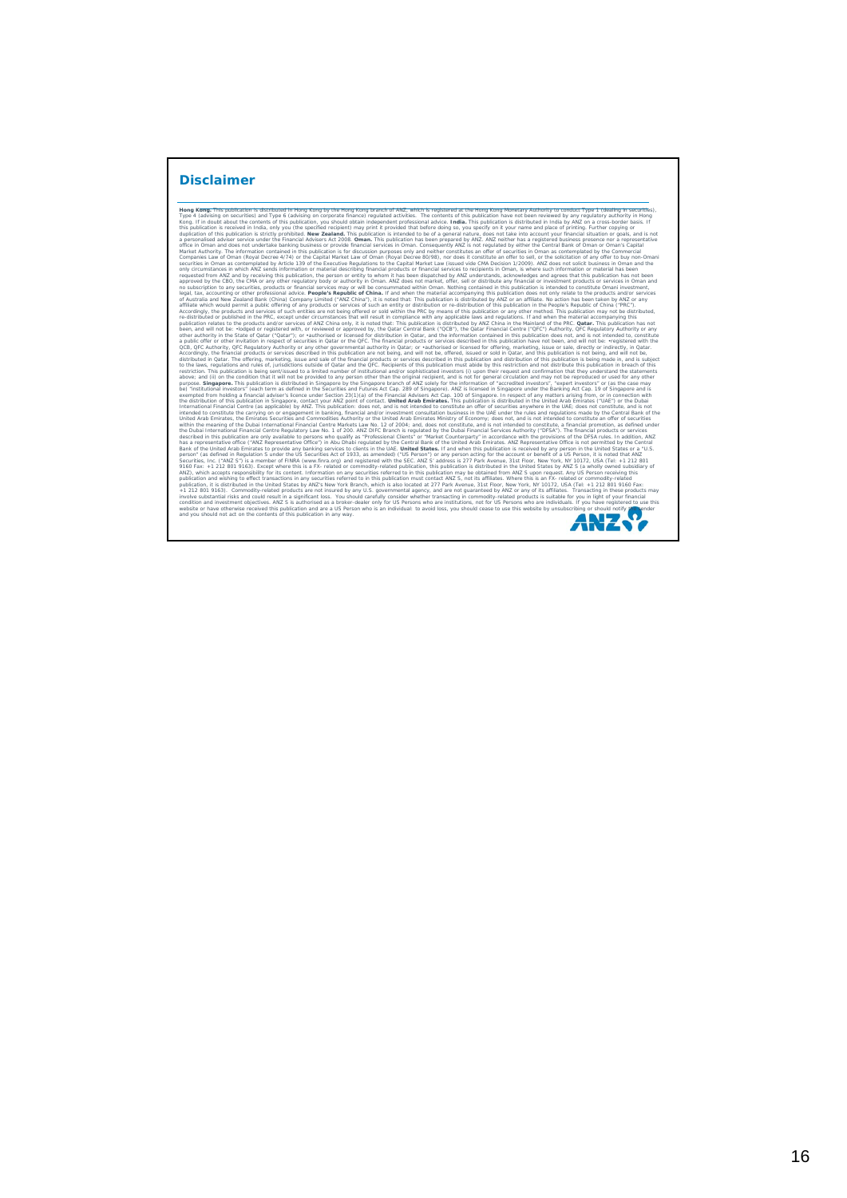# Disclaimer

**Hong Kong.** This publication is distributed in Hong Kong by the Hong Kong branch of ANZ, which is registered at the Hong Kong Monetary Authority to conduct Type 1 (dealing in securities), Type 4 (advising on securities) and Type 6 (advising on corporate finance) regulated activities. The contents of this publication have not been reviewed by any regulatory authority in Hong Kong. If in doubt about the contents of this publication, you should obtain independent professional advice. **India.** This publication is distributed in India by ANZ on a cross-border basis. If this publication is received in India, only you (the specified recipient) may print it provided that before doing so, you specify on it your name and place of printing. Further copying or duplication of this publication is strictly prohibited. **New Zealand.** This publication is intended to be of a general nature, does not take into account your financial situation or goals, and is not a personalised adviser service under the Financial Advisers Act 2008. **Oman.** This publication has been prepared by ANZ. ANZ neither has a registered business presence nor a representative office in Oman and does not undertake banking business or provide financial services in Oman. Consequently ANZ is not regulated by either the Central Bank of Oman or Oman's Capital Market Authority. The information contained in this publication is for discussion purposes only and neither constitutes an offer of securities in Oman as contemplated by the Commercial Companies Law of Oman (Royal Decree 4/74) or the Capital Market Law of Oman (Royal Decree 80/98), nor does it constitute an offer to sell, or the solicitation of any offer to buy non-Omani securities in Oman as contemplated by Article 139 of the Executive Regulations to the Capital Market Law (issued vide CMA Decision 1/2009). ANZ does not solicit business in Oman and the only circumstances in which ANZ sends information or material describing financial products or financial services to recipients in Oman, is where such information or material has been requested from ANZ and by receiving this publication, the person or entity to whom it has been dispatched by ANZ understands, acknowledges and agrees that this publication has not been approved by the CBO, the CMA or any other regulatory body or authority in Oman. ANZ does not market, offer, sell or distribute any financial or investment products or services in Oman and no subscription to any securities, products or financial services may or will be consummated within Oman. Nothing contained in this publication is intended to constitute Omani investment, legal, tax, accounting or other professional advice. **People's Republic of China.** If and when the material accompanying this publication does not only relate to the products and/or services of Australia and New Zealand Bank (China) Company Limited ("ANZ China"), it is noted that: This publication is distributed by ANZ or an affiliate. No action has been taken by ANZ or any affiliate which would permit a public offering of any products or services of such an entity or distribution or re-distribution of this publication in the People's Republic of China ("PRC"). Accordingly, the products and services of such entities are not being offered or sold within the PRC by means of this publication or any other method. This publication may not be distributed, re-distributed or published in the PRC, except under circumstances that will result in compliance with any applicable laws and regulations. If and when the material accompanying this publication relates to the products and/or services of ANZ China only, it is noted that: This publication is distributed by ANZ China in the Mainland of the PRC. **Qatar.** This publication has not been, and will not be: •lodged or registered with, or reviewed or approved by, the Qatar Central Bank ("QCB"), the Qatar Financial Centre ("QFC") Authority, QFC Regulatory Authority or any other authority in the State of Qatar ("Qatar"); or •authorised or licensed for distribution in Qatar, and the information contained in this publication does not, and is not intended to, constitute a public offer or other invitation in respect of securities in Qatar or the QFC. The financial products or services described in this publication have not been, and will not be: •registered with the QCB, QFC Authority, QFC Regulatory Authority or any other governmental authority in Qatar; or •authorised or licensed for offering, marketing, issue or sale, directly or indirectly, in Qatar. Accordingly, the financial products or services described in this publication are not being, and will not be, offered, issued or sold in Qatar, and this publication is not being, and will not be, distributed in Qatar. The offering, marketing, issue and sale of the financial products or services described in this publication and distribution of this publication is being made in, and is subject to the laws, regulations and rules of, jurisdictions outside of Qatar and the QFC. Recipients of this publication must abide by this restriction and not distribute this publication in breach of this restriction. This publication is being sent/issued to a limited number of institutional and/or sophisticated investors (i) upon their request and confirmation that they understand the statements above; and (ii) on the condition that it will not be provided to any person other than the original recipient, and is not for general circulation and may not be reproduced or used for any other purpose. **Singapore.** This publication is distributed in Singapore by the Singapore branch of ANZ solely for the information of "accredited investors", "expert investors" or (as the case may be) "institutional investors" (each term as defined in the Securities and Futures Act Cap. 289 of Singapore). ANZ is licensed in Singapore under the Banking Act Cap. 19 of Singapore and is exempted from holding a financial adviser's licence under Section 23(1)(a) of the Financial Advisers Act Cap. 100 of Singapore. In respect of any matters arising from, or in connection with the distribution of this publication in Singapore, contact your ANZ point of contact. **United Arab Emirates.** This publication is distributed in the United Arab Emirates ("UAE") or the Dubai International Financial Centre (as applicable) by ANZ. This publication: does not, and is not intended to constitute an offer of securities anywhere in the UAE; does not constitute, and is not intended to constitute the carrying on or engagement in banking, financial and/or investment consultation business in the UAE under the rules and regulations made by the Central Bank of the United Arab Emirates, the Emirates Securities and Commodities Authority or the United Arab Emirates Ministry of Economy; does not, and is not intended to constitute an offer of securities within the meaning of the Dubai International Financial Centre Markets Law No. 12 of 2004; and, does not constitute, and is not intended to constitute, a financial promotion, as defined under the Dubai International Financial Centre Regulatory Law No. 1 of 200. ANZ DIFC Branch is regulated by the Dubai Financial Services Authority ("DFSA"). The financial products or services described in this publication are only available to persons who qualify as "Professional Clients" or "Market Counterparty" in accordance with the provisions of the DFSA rules. In addition, ANZ has a representative office ("ANZ Representative Office") in Abu Dhabi regulated by the Central Bank of the United Arab Emirates. ANZ Representative Office is not permitted by the Central Bank of the United Arab Emirates to provide any banking services to clients in the UAE. **United States.** If and when this publication is received by any person in the United States or a "U.S. person" (as defined in Regulation S under the US Securities Act of 1933, as amended) ("US Person") or any person acting for the account or benefit of a US Person, it is noted that ANZ Securities, Inc. ("ANZ S") is a member of FINRA (www.finra.org) and registered with the SEC. ANZ S' address is 277 Park Avenue, 31st Floor, New York, NY 10172, USA (Tel: +1 212 801 9160 Fax: +1 212 801 9163). Except where this is a FX- related or commodity-related publication, this publication is distributed in the United States by ANZ S (a wholly owned subsidiary of ANZ), which accepts responsibility for its content. Information on any securities referred to in this publication may be obtained from ANZ S upon request. Any US Person receiving this publication and wishing to effect transactions in any securities referred to in this publication must contact ANZ S, not its affiliates. Where this is an FX- related or commodity-related publication, it is distributed in the United States by ANZ's New York Branch, which is also located at 277 Park Avenue, 31st Floor, New York, NY 10172, USA (Tel: +1 212 801 9160 Fax: +1 212 801 9163). Commodity-related products are not insured by any U.S. governmental agency, and are not guaranteed by ANZ or any of its affiliates. Transacting in these products may involve substantial risks and could result in a significant loss. You should carefully consider whether transacting in commodity-related products is suitable for you in light of your financial condition and investment objectives. ANZ S is authorised as a broker-dealer only for US Persons who are institutions, not for US Persons who are individuals. If you have registered to use this website or have otherwise received this publication and are a US Person who is an individual: to avoid loss, you should cease to use this website by unsubscribing or should notify the sender and you should not act on the contents of this publication in any way.